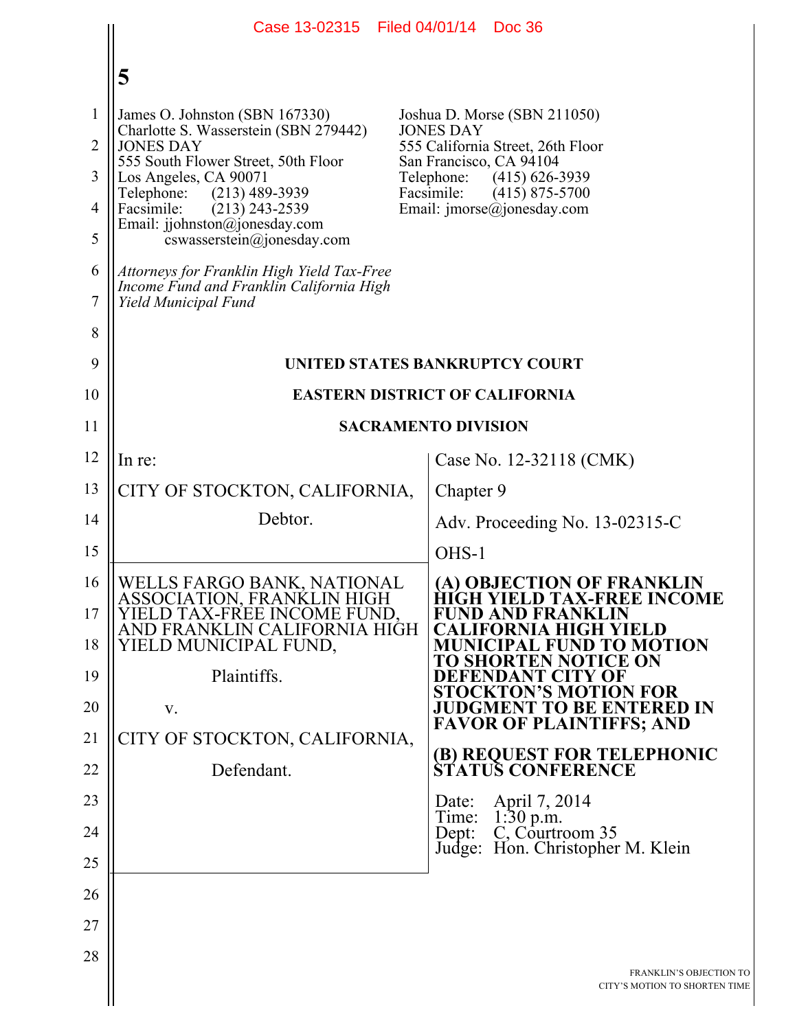Case 13-02315 Filed 04/01/14 Doc 36

**5**

James O. Johnston (SBN 167330)
Charlotte S. Wasserstein (SBN 279442)
JONES DAY
555 South Flower Street, 50th Floor
Los Angeles, CA 90071
Telephone: (213) 489-3939
Facsimile: (213) 243-2539
Email: jjohnston@jonesday.com
cswasserstein@jonesday.com

Joshua D. Morse (SBN 211050)
JONES DAY
555 California Street, 26th Floor
San Francisco, CA 94104
Telephone: (415) 626-3939
Facsimile: (415) 875-5700
Email: jmorse@jonesday.com

*Attorneys for Franklin High Yield Tax-Free Income Fund and Franklin California High Yield Municipal Fund*

**UNITED STATES BANKRUPTCY COURT**

**EASTERN DISTRICT OF CALIFORNIA**

**SACRAMENTO DIVISION**

| | |
|---|---|
| In re:<br><br>CITY OF STOCKTON, CALIFORNIA,<br><br>Debtor. | Case No. 12-32118 (CMK)<br><br>Chapter 9<br><br>Adv. Proceeding No. 13-02315-C<br><br>OHS-1 |
| WELLS FARGO BANK, NATIONAL ASSOCIATION, FRANKLIN HIGH YIELD TAX-FREE INCOME FUND, AND FRANKLIN CALIFORNIA HIGH YIELD MUNICIPAL FUND,<br><br>Plaintiffs.<br><br>v.<br><br>CITY OF STOCKTON, CALIFORNIA,<br><br>Defendant. | **(A) OBJECTION OF FRANKLIN HIGH YIELD TAX-FREE INCOME FUND AND FRANKLIN CALIFORNIA HIGH YIELD MUNICIPAL FUND TO MOTION TO SHORTEN NOTICE ON DEFENDANT CITY OF STOCKTON'S MOTION FOR JUDGMENT TO BE ENTERED IN FAVOR OF PLAINTIFFS; AND**<br><br>**(B) REQUEST FOR TELEPHONIC STATUS CONFERENCE**<br><br>Date: April 7, 2014<br>Time: 1:30 p.m.<br>Dept: C, Courtroom 35<br>Judge: Hon. Christopher M. Klein |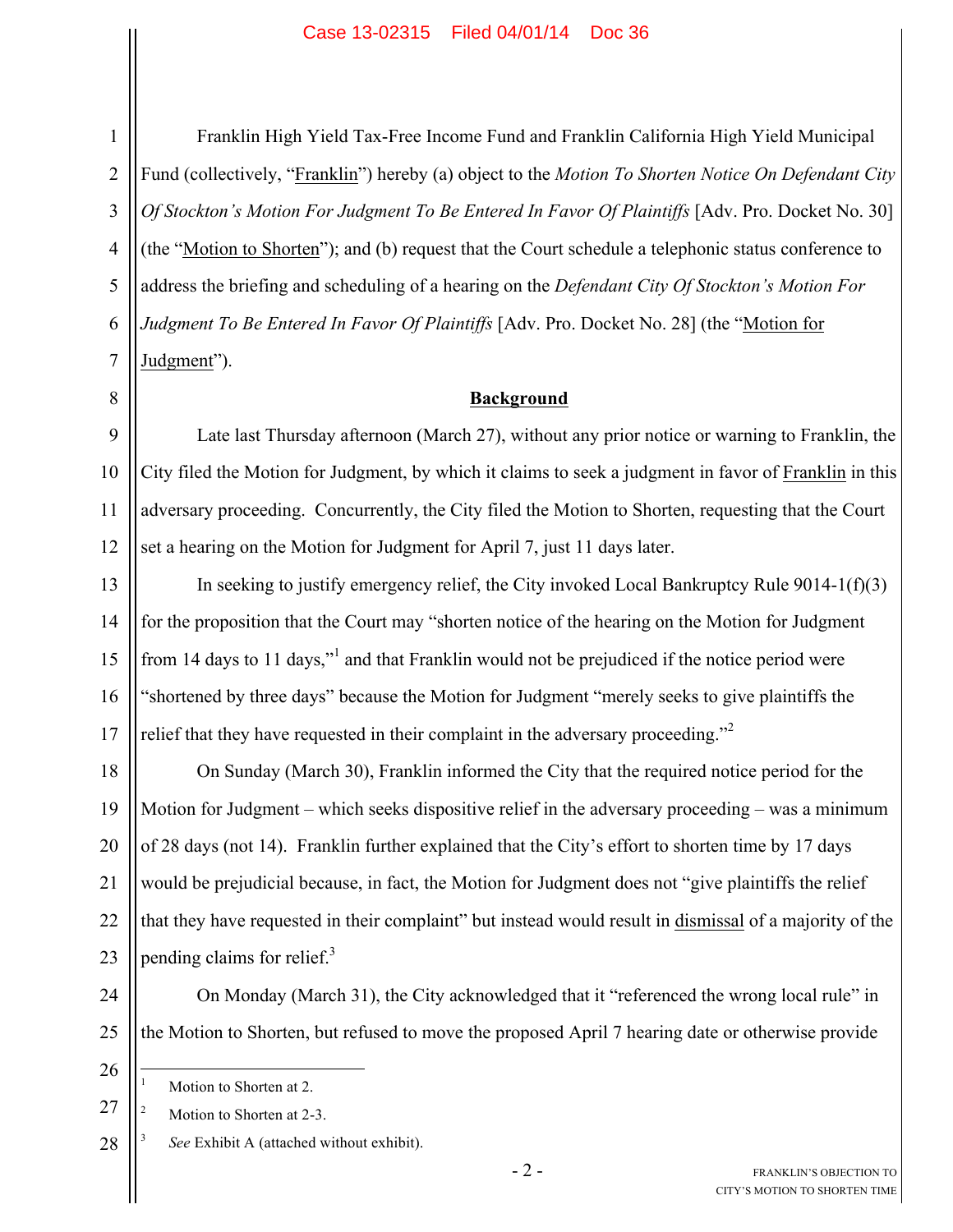Franklin High Yield Tax-Free Income Fund and Franklin California High Yield Municipal Fund (collectively, "Franklin") hereby (a) object to the *Motion To Shorten Notice On Defendant City Of Stockton's Motion For Judgment To Be Entered In Favor Of Plaintiffs* [Adv. Pro. Docket No. 30] (the "Motion to Shorten"); and (b) request that the Court schedule a telephonic status conference to address the briefing and scheduling of a hearing on the *Defendant City Of Stockton's Motion For Judgment To Be Entered In Favor Of Plaintiffs* [Adv. Pro. Docket No. 28] (the "Motion for Judgment").

## Background

Late last Thursday afternoon (March 27), without any prior notice or warning to Franklin, the City filed the Motion for Judgment, by which it claims to seek a judgment in favor of Franklin in this adversary proceeding. Concurrently, the City filed the Motion to Shorten, requesting that the Court set a hearing on the Motion for Judgment for April 7, just 11 days later.

In seeking to justify emergency relief, the City invoked Local Bankruptcy Rule 9014-1(f)(3) for the proposition that the Court may "shorten notice of the hearing on the Motion for Judgment from 14 days to 11 days,"[1] and that Franklin would not be prejudiced if the notice period were "shortened by three days" because the Motion for Judgment "merely seeks to give plaintiffs the relief that they have requested in their complaint in the adversary proceeding."[2]

On Sunday (March 30), Franklin informed the City that the required notice period for the Motion for Judgment – which seeks dispositive relief in the adversary proceeding – was a minimum of 28 days (not 14). Franklin further explained that the City's effort to shorten time by 17 days would be prejudicial because, in fact, the Motion for Judgment does not "give plaintiffs the relief that they have requested in their complaint" but instead would result in dismissal of a majority of the pending claims for relief.[3]

On Monday (March 31), the City acknowledged that it "referenced the wrong local rule" in the Motion to Shorten, but refused to move the proposed April 7 hearing date or otherwise provide

---

[1] Motion to Shorten at 2.

[2] Motion to Shorten at 2-3.

[3] *See* Exhibit A (attached without exhibit).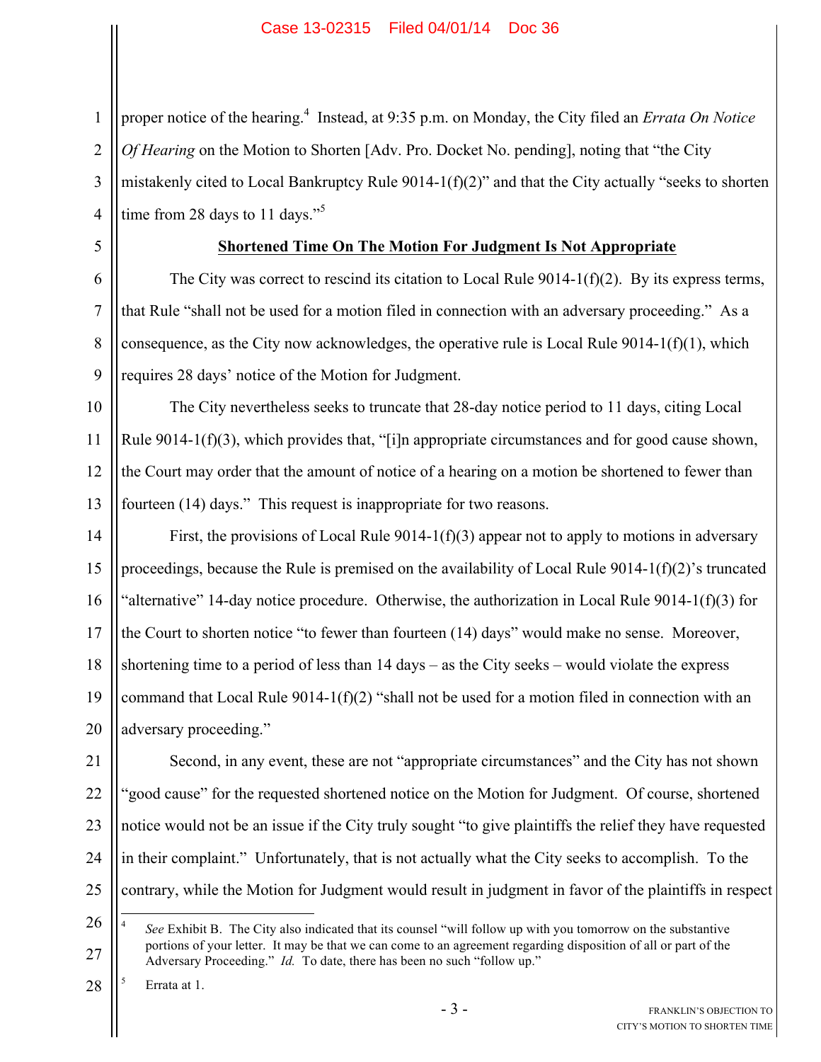proper notice of the hearing.[4] Instead, at 9:35 p.m. on Monday, the City filed an *Errata On Notice Of Hearing* on the Motion to Shorten [Adv. Pro. Docket No. pending], noting that "the City mistakenly cited to Local Bankruptcy Rule 9014-1(f)(2)" and that the City actually "seeks to shorten time from 28 days to 11 days."[5]

**Shortened Time On The Motion For Judgment Is Not Appropriate**

The City was correct to rescind its citation to Local Rule 9014-1(f)(2). By its express terms, that Rule "shall not be used for a motion filed in connection with an adversary proceeding." As a consequence, as the City now acknowledges, the operative rule is Local Rule 9014-1(f)(1), which requires 28 days' notice of the Motion for Judgment.

The City nevertheless seeks to truncate that 28-day notice period to 11 days, citing Local Rule 9014-1(f)(3), which provides that, "[i]n appropriate circumstances and for good cause shown, the Court may order that the amount of notice of a hearing on a motion be shortened to fewer than fourteen (14) days." This request is inappropriate for two reasons.

First, the provisions of Local Rule 9014-1(f)(3) appear not to apply to motions in adversary proceedings, because the Rule is premised on the availability of Local Rule 9014-1(f)(2)'s truncated "alternative" 14-day notice procedure. Otherwise, the authorization in Local Rule 9014-1(f)(3) for the Court to shorten notice "to fewer than fourteen (14) days" would make no sense. Moreover, shortening time to a period of less than 14 days – as the City seeks – would violate the express command that Local Rule 9014-1(f)(2) "shall not be used for a motion filed in connection with an adversary proceeding."

Second, in any event, these are not "appropriate circumstances" and the City has not shown "good cause" for the requested shortened notice on the Motion for Judgment. Of course, shortened notice would not be an issue if the City truly sought "to give plaintiffs the relief they have requested in their complaint." Unfortunately, that is not actually what the City seeks to accomplish. To the contrary, while the Motion for Judgment would result in judgment in favor of the plaintiffs in respect

---

[4] *See* Exhibit B. The City also indicated that its counsel "will follow up with you tomorrow on the substantive portions of your letter. It may be that we can come to an agreement regarding disposition of all or part of the Adversary Proceeding." *Id.* To date, there has been no such "follow up."

[5] Errata at 1.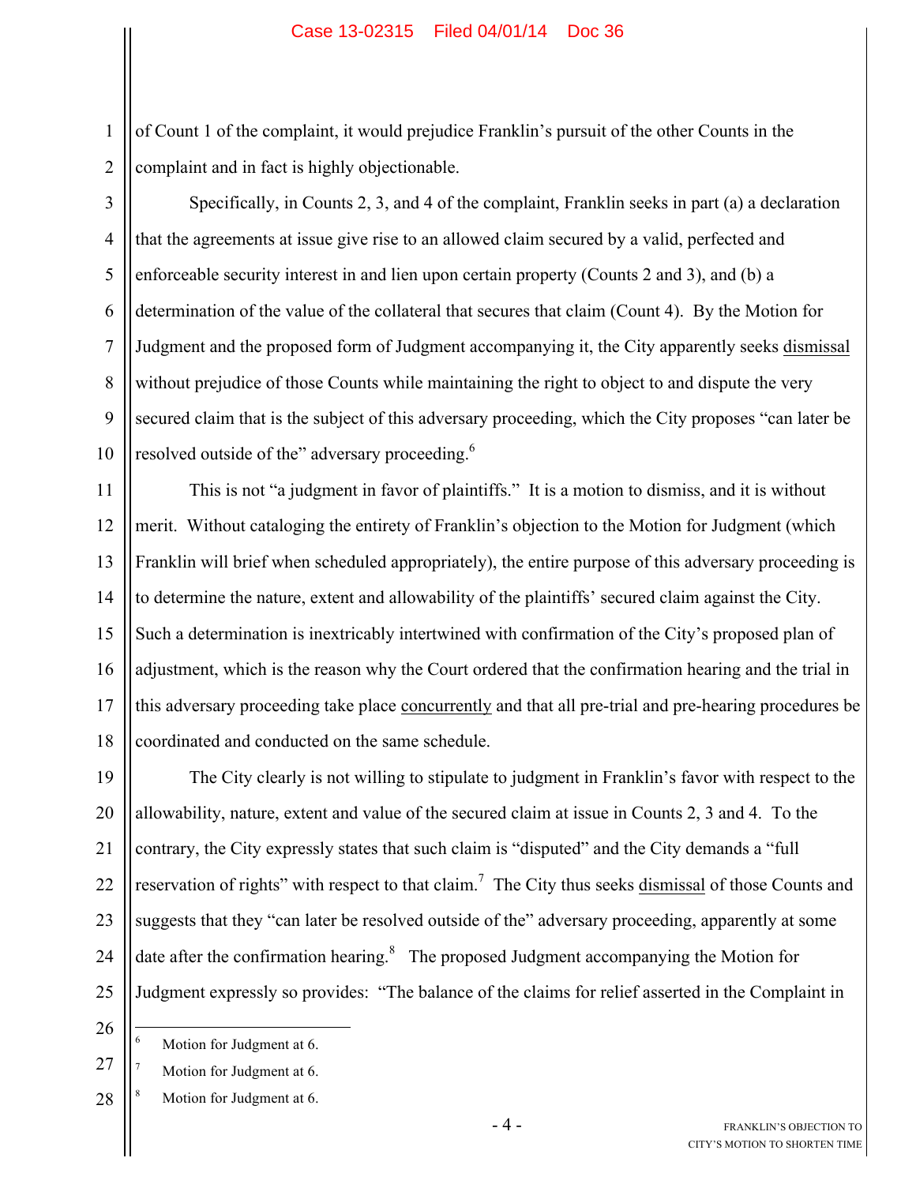of Count 1 of the complaint, it would prejudice Franklin's pursuit of the other Counts in the complaint and in fact is highly objectionable.

Specifically, in Counts 2, 3, and 4 of the complaint, Franklin seeks in part (a) a declaration that the agreements at issue give rise to an allowed claim secured by a valid, perfected and enforceable security interest in and lien upon certain property (Counts 2 and 3), and (b) a determination of the value of the collateral that secures that claim (Count 4). By the Motion for Judgment and the proposed form of Judgment accompanying it, the City apparently seeks dismissal without prejudice of those Counts while maintaining the right to object to and dispute the very secured claim that is the subject of this adversary proceeding, which the City proposes "can later be resolved outside of the" adversary proceeding.[6]

This is not "a judgment in favor of plaintiffs." It is a motion to dismiss, and it is without merit. Without cataloging the entirety of Franklin's objection to the Motion for Judgment (which Franklin will brief when scheduled appropriately), the entire purpose of this adversary proceeding is to determine the nature, extent and allowability of the plaintiffs' secured claim against the City. Such a determination is inextricably intertwined with confirmation of the City's proposed plan of adjustment, which is the reason why the Court ordered that the confirmation hearing and the trial in this adversary proceeding take place concurrently and that all pre-trial and pre-hearing procedures be coordinated and conducted on the same schedule.

The City clearly is not willing to stipulate to judgment in Franklin's favor with respect to the allowability, nature, extent and value of the secured claim at issue in Counts 2, 3 and 4. To the contrary, the City expressly states that such claim is "disputed" and the City demands a "full reservation of rights" with respect to that claim.[7] The City thus seeks dismissal of those Counts and suggests that they "can later be resolved outside of the" adversary proceeding, apparently at some date after the confirmation hearing.[8] The proposed Judgment accompanying the Motion for Judgment expressly so provides: "The balance of the claims for relief asserted in the Complaint in

---

[6] Motion for Judgment at 6.

[7] Motion for Judgment at 6.

[8] Motion for Judgment at 6.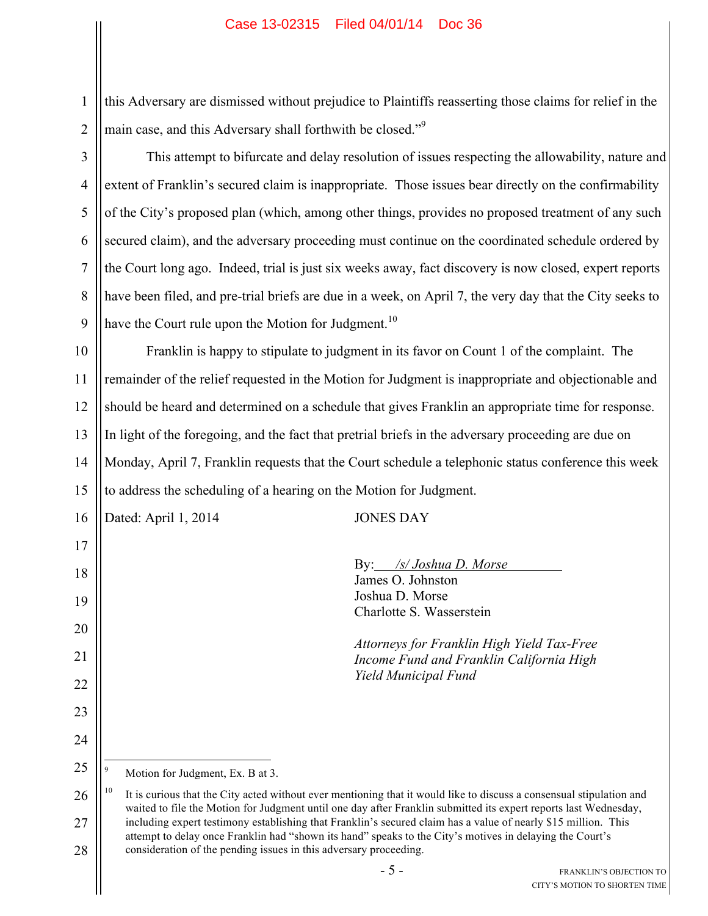this Adversary are dismissed without prejudice to Plaintiffs reasserting those claims for relief in the main case, and this Adversary shall forthwith be closed."[9]

This attempt to bifurcate and delay resolution of issues respecting the allowability, nature and extent of Franklin's secured claim is inappropriate. Those issues bear directly on the confirmability of the City's proposed plan (which, among other things, provides no proposed treatment of any such secured claim), and the adversary proceeding must continue on the coordinated schedule ordered by the Court long ago. Indeed, trial is just six weeks away, fact discovery is now closed, expert reports have been filed, and pre-trial briefs are due in a week, on April 7, the very day that the City seeks to have the Court rule upon the Motion for Judgment.[10]

Franklin is happy to stipulate to judgment in its favor on Count 1 of the complaint. The remainder of the relief requested in the Motion for Judgment is inappropriate and objectionable and should be heard and determined on a schedule that gives Franklin an appropriate time for response. In light of the foregoing, and the fact that pretrial briefs in the adversary proceeding are due on Monday, April 7, Franklin requests that the Court schedule a telephonic status conference this week to address the scheduling of a hearing on the Motion for Judgment.

Dated: April 1, 2014

JONES DAY

By: */s/ Joshua D. Morse*
James O. Johnston
Joshua D. Morse
Charlotte S. Wasserstein

*Attorneys for Franklin High Yield Tax-Free Income Fund and Franklin California High Yield Municipal Fund*

---

[9] Motion for Judgment, Ex. B at 3.

[10] It is curious that the City acted without ever mentioning that it would like to discuss a consensual stipulation and waited to file the Motion for Judgment until one day after Franklin submitted its expert reports last Wednesday, including expert testimony establishing that Franklin's secured claim has a value of nearly $15 million. This attempt to delay once Franklin had "shown its hand" speaks to the City's motives in delaying the Court's consideration of the pending issues in this adversary proceeding.